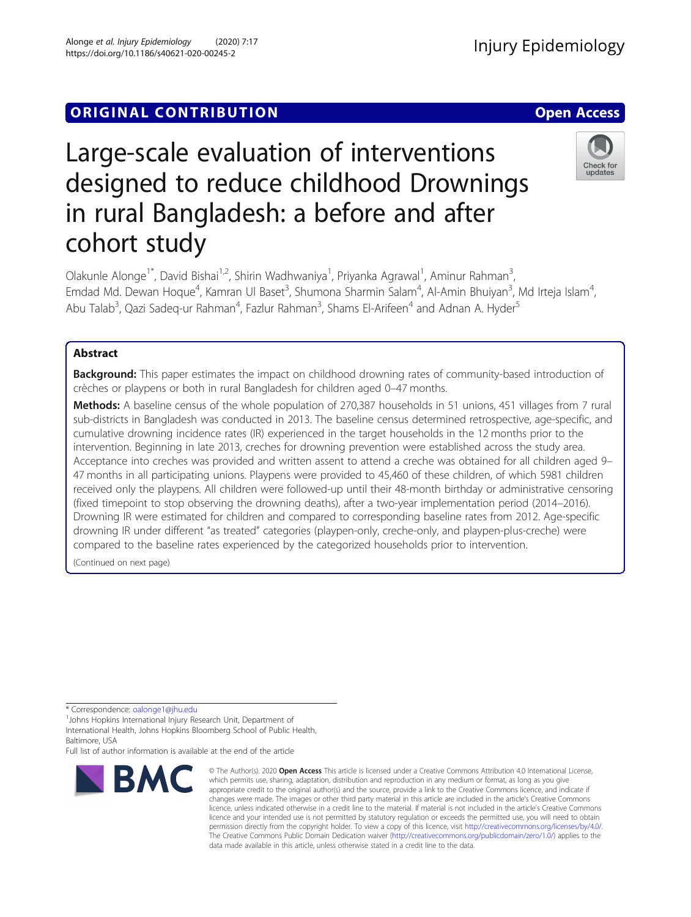ORIGINAL CONTRIBUTION

Open Access

# Large-scale evaluation of interventions designed to reduce childhood Drownings in rural Bangladesh: a before and after cohort study

Olakunle Alonge[1*], David Bishai[1,2], Shirin Wadhwaniya[1], Priyanka Agrawal[1], Aminur Rahman[3], Emdad Md. Dewan Hoque[4], Kamran Ul Baset[3], Shumona Sharmin Salam[4], Al-Amin Bhuiyan[3], Md Irteja Islam[4], Abu Talab[3], Qazi Sadeq-ur Rahman[4], Fazlur Rahman[3], Shams El-Arifeen[4] and Adnan A. Hyder[5]

## Abstract

**Background:** This paper estimates the impact on childhood drowning rates of community-based introduction of crèches or playpens or both in rural Bangladesh for children aged 0–47 months.

**Methods:** A baseline census of the whole population of 270,387 households in 51 unions, 451 villages from 7 rural sub-districts in Bangladesh was conducted in 2013. The baseline census determined retrospective, age-specific, and cumulative drowning incidence rates (IR) experienced in the target households in the 12 months prior to the intervention. Beginning in late 2013, creches for drowning prevention were established across the study area. Acceptance into creches was provided and written assent to attend a creche was obtained for all children aged 9–47 months in all participating unions. Playpens were provided to 45,460 of these children, of which 5981 children received only the playpens. All children were followed-up until their 48-month birthday or administrative censoring (fixed timepoint to stop observing the drowning deaths), after a two-year implementation period (2014–2016). Drowning IR were estimated for children and compared to corresponding baseline rates from 2012. Age-specific drowning IR under different "as treated" categories (playpen-only, creche-only, and playpen-plus-creche) were compared to the baseline rates experienced by the categorized households prior to intervention.

(Continued on next page)

* Correspondence: oalonge1@jhu.edu

[1]Johns Hopkins International Injury Research Unit, Department of International Health, Johns Hopkins Bloomberg School of Public Health, Baltimore, USA

Full list of author information is available at the end of the article

© The Author(s). 2020 **Open Access** This article is licensed under a Creative Commons Attribution 4.0 International License, which permits use, sharing, adaptation, distribution and reproduction in any medium or format, as long as you give appropriate credit to the original author(s) and the source, provide a link to the Creative Commons licence, and indicate if changes were made. The images or other third party material in this article are included in the article's Creative Commons licence, unless indicated otherwise in a credit line to the material. If material is not included in the article's Creative Commons licence and your intended use is not permitted by statutory regulation or exceeds the permitted use, you will need to obtain permission directly from the copyright holder. To view a copy of this licence, visit http://creativecommons.org/licenses/by/4.0/. The Creative Commons Public Domain Dedication waiver (http://creativecommons.org/publicdomain/zero/1.0/) applies to the data made available in this article, unless otherwise stated in a credit line to the data.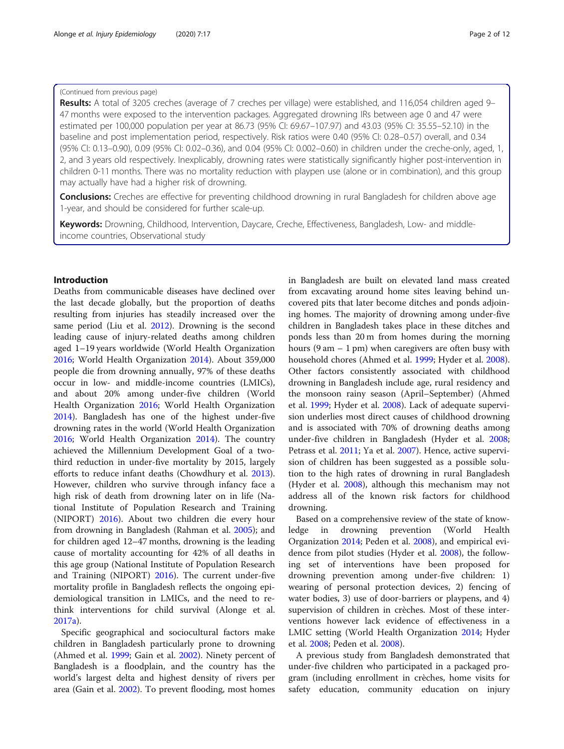(Continued from previous page)

**Results:** A total of 3205 creches (average of 7 creches per village) were established, and 116,054 children aged 9–47 months were exposed to the intervention packages. Aggregated drowning IRs between age 0 and 47 were estimated per 100,000 population per year at 86.73 (95% CI: 69.67–107.97) and 43.03 (95% CI: 35.55–52.10) in the baseline and post implementation period, respectively. Risk ratios were 0.40 (95% CI: 0.28–0.57) overall, and 0.34 (95% CI: 0.13–0.90), 0.09 (95% CI: 0.02–0.36), and 0.04 (95% CI: 0.002–0.60) in children under the creche-only, aged, 1, 2, and 3 years old respectively. Inexplicably, drowning rates were statistically significantly higher post-intervention in children 0-11 months. There was no mortality reduction with playpen use (alone or in combination), and this group may actually have had a higher risk of drowning.

**Conclusions:** Creches are effective for preventing childhood drowning in rural Bangladesh for children above age 1-year, and should be considered for further scale-up.

**Keywords:** Drowning, Childhood, Intervention, Daycare, Creche, Effectiveness, Bangladesh, Low- and middle-income countries, Observational study

## Introduction

Deaths from communicable diseases have declined over the last decade globally, but the proportion of deaths resulting from injuries has steadily increased over the same period (Liu et al. 2012). Drowning is the second leading cause of injury-related deaths among children aged 1–19 years worldwide (World Health Organization 2016; World Health Organization 2014). About 359,000 people die from drowning annually, 97% of these deaths occur in low- and middle-income countries (LMICs), and about 20% among under-five children (World Health Organization 2016; World Health Organization 2014). Bangladesh has one of the highest under-five drowning rates in the world (World Health Organization 2016; World Health Organization 2014). The country achieved the Millennium Development Goal of a two-third reduction in under-five mortality by 2015, largely efforts to reduce infant deaths (Chowdhury et al. 2013). However, children who survive through infancy face a high risk of death from drowning later on in life (National Institute of Population Research and Training (NIPORT) 2016). About two children die every hour from drowning in Bangladesh (Rahman et al. 2005); and for children aged 12–47 months, drowning is the leading cause of mortality accounting for 42% of all deaths in this age group (National Institute of Population Research and Training (NIPORT) 2016). The current under-five mortality profile in Bangladesh reflects the ongoing epidemiological transition in LMICs, and the need to rethink interventions for child survival (Alonge et al. 2017a).

Specific geographical and sociocultural factors make children in Bangladesh particularly prone to drowning (Ahmed et al. 1999; Gain et al. 2002). Ninety percent of Bangladesh is a floodplain, and the country has the world's largest delta and highest density of rivers per area (Gain et al. 2002). To prevent flooding, most homes in Bangladesh are built on elevated land mass created from excavating around home sites leaving behind uncovered pits that later become ditches and ponds adjoining homes. The majority of drowning among under-five children in Bangladesh takes place in these ditches and ponds less than 20 m from homes during the morning hours (9 am – 1 pm) when caregivers are often busy with household chores (Ahmed et al. 1999; Hyder et al. 2008). Other factors consistently associated with childhood drowning in Bangladesh include age, rural residency and the monsoon rainy season (April–September) (Ahmed et al. 1999; Hyder et al. 2008). Lack of adequate supervision underlies most direct causes of childhood drowning and is associated with 70% of drowning deaths among under-five children in Bangladesh (Hyder et al. 2008; Petrass et al. 2011; Ya et al. 2007). Hence, active supervision of children has been suggested as a possible solution to the high rates of drowning in rural Bangladesh (Hyder et al. 2008), although this mechanism may not address all of the known risk factors for childhood drowning.

Based on a comprehensive review of the state of knowledge in drowning prevention (World Health Organization 2014; Peden et al. 2008), and empirical evidence from pilot studies (Hyder et al. 2008), the following set of interventions have been proposed for drowning prevention among under-five children: 1) wearing of personal protection devices, 2) fencing of water bodies, 3) use of door-barriers or playpens, and 4) supervision of children in crèches. Most of these interventions however lack evidence of effectiveness in a LMIC setting (World Health Organization 2014; Hyder et al. 2008; Peden et al. 2008).

A previous study from Bangladesh demonstrated that under-five children who participated in a packaged program (including enrollment in crèches, home visits for safety education, community education on injury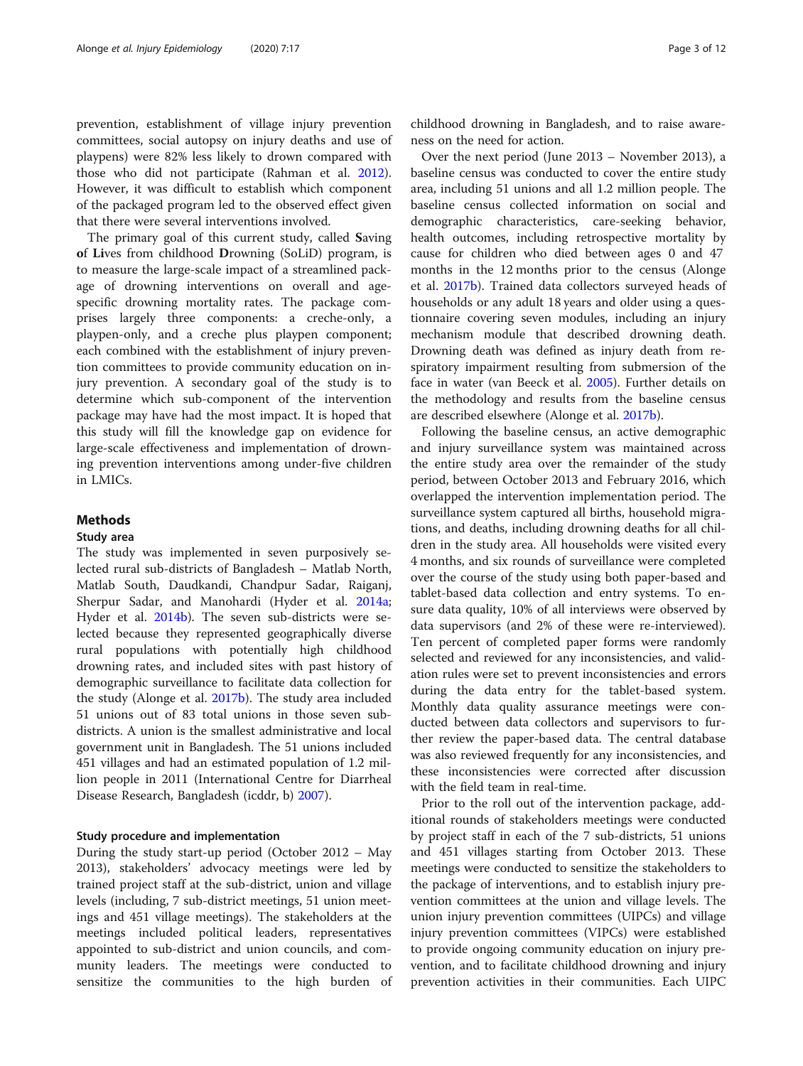prevention, establishment of village injury prevention committees, social autopsy on injury deaths and use of playpens) were 82% less likely to drown compared with those who did not participate (Rahman et al. 2012). However, it was difficult to establish which component of the packaged program led to the observed effect given that there were several interventions involved.

The primary goal of this current study, called **S**aving **o**f **Li**ves from childhood **D**rowning (SoLiD) program, is to measure the large-scale impact of a streamlined package of drowning interventions on overall and age-specific drowning mortality rates. The package comprises largely three components: a creche-only, a playpen-only, and a creche plus playpen component; each combined with the establishment of injury prevention committees to provide community education on injury prevention. A secondary goal of the study is to determine which sub-component of the intervention package may have had the most impact. It is hoped that this study will fill the knowledge gap on evidence for large-scale effectiveness and implementation of drowning prevention interventions among under-five children in LMICs.

## Methods

### Study area

The study was implemented in seven purposively selected rural sub-districts of Bangladesh – Matlab North, Matlab South, Daudkandi, Chandpur Sadar, Raiganj, Sherpur Sadar, and Manohardi (Hyder et al. 2014a; Hyder et al. 2014b). The seven sub-districts were selected because they represented geographically diverse rural populations with potentially high childhood drowning rates, and included sites with past history of demographic surveillance to facilitate data collection for the study (Alonge et al. 2017b). The study area included 51 unions out of 83 total unions in those seven sub-districts. A union is the smallest administrative and local government unit in Bangladesh. The 51 unions included 451 villages and had an estimated population of 1.2 million people in 2011 (International Centre for Diarrheal Disease Research, Bangladesh (icddr, b) 2007).

### Study procedure and implementation

During the study start-up period (October 2012 – May 2013), stakeholders' advocacy meetings were led by trained project staff at the sub-district, union and village levels (including, 7 sub-district meetings, 51 union meetings and 451 village meetings). The stakeholders at the meetings included political leaders, representatives appointed to sub-district and union councils, and community leaders. The meetings were conducted to sensitize the communities to the high burden of childhood drowning in Bangladesh, and to raise awareness on the need for action.

Over the next period (June 2013 – November 2013), a baseline census was conducted to cover the entire study area, including 51 unions and all 1.2 million people. The baseline census collected information on social and demographic characteristics, care-seeking behavior, health outcomes, including retrospective mortality by cause for children who died between ages 0 and 47 months in the 12 months prior to the census (Alonge et al. 2017b). Trained data collectors surveyed heads of households or any adult 18 years and older using a questionnaire covering seven modules, including an injury mechanism module that described drowning death. Drowning death was defined as injury death from respiratory impairment resulting from submersion of the face in water (van Beeck et al. 2005). Further details on the methodology and results from the baseline census are described elsewhere (Alonge et al. 2017b).

Following the baseline census, an active demographic and injury surveillance system was maintained across the entire study area over the remainder of the study period, between October 2013 and February 2016, which overlapped the intervention implementation period. The surveillance system captured all births, household migrations, and deaths, including drowning deaths for all children in the study area. All households were visited every 4 months, and six rounds of surveillance were completed over the course of the study using both paper-based and tablet-based data collection and entry systems. To ensure data quality, 10% of all interviews were observed by data supervisors (and 2% of these were re-interviewed). Ten percent of completed paper forms were randomly selected and reviewed for any inconsistencies, and validation rules were set to prevent inconsistencies and errors during the data entry for the tablet-based system. Monthly data quality assurance meetings were conducted between data collectors and supervisors to further review the paper-based data. The central database was also reviewed frequently for any inconsistencies, and these inconsistencies were corrected after discussion with the field team in real-time.

Prior to the roll out of the intervention package, additional rounds of stakeholders meetings were conducted by project staff in each of the 7 sub-districts, 51 unions and 451 villages starting from October 2013. These meetings were conducted to sensitize the stakeholders to the package of interventions, and to establish injury prevention committees at the union and village levels. The union injury prevention committees (UIPCs) and village injury prevention committees (VIPCs) were established to provide ongoing community education on injury prevention, and to facilitate childhood drowning and injury prevention activities in their communities. Each UIPC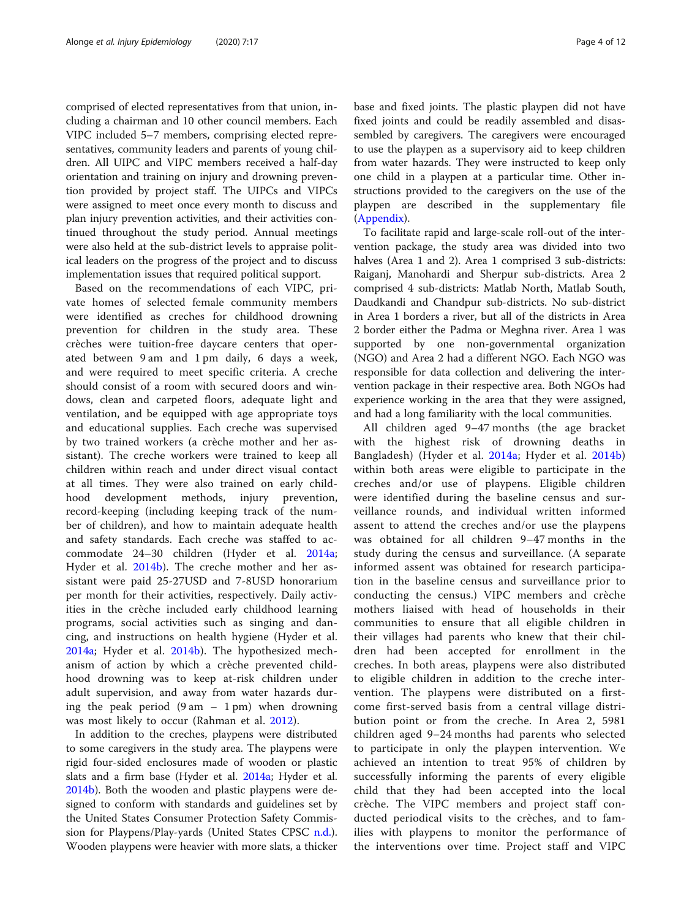comprised of elected representatives from that union, including a chairman and 10 other council members. Each VIPC included 5–7 members, comprising elected representatives, community leaders and parents of young children. All UIPC and VIPC members received a half-day orientation and training on injury and drowning prevention provided by project staff. The UIPCs and VIPCs were assigned to meet once every month to discuss and plan injury prevention activities, and their activities continued throughout the study period. Annual meetings were also held at the sub-district levels to appraise political leaders on the progress of the project and to discuss implementation issues that required political support.

Based on the recommendations of each VIPC, private homes of selected female community members were identified as creches for childhood drowning prevention for children in the study area. These crèches were tuition-free daycare centers that operated between 9 am and 1 pm daily, 6 days a week, and were required to meet specific criteria. A creche should consist of a room with secured doors and windows, clean and carpeted floors, adequate light and ventilation, and be equipped with age appropriate toys and educational supplies. Each creche was supervised by two trained workers (a crèche mother and her assistant). The creche workers were trained to keep all children within reach and under direct visual contact at all times. They were also trained on early childhood development methods, injury prevention, record-keeping (including keeping track of the number of children), and how to maintain adequate health and safety standards. Each creche was staffed to accommodate 24–30 children (Hyder et al. 2014a; Hyder et al. 2014b). The creche mother and her assistant were paid 25-27USD and 7-8USD honorarium per month for their activities, respectively. Daily activities in the crèche included early childhood learning programs, social activities such as singing and dancing, and instructions on health hygiene (Hyder et al. 2014a; Hyder et al. 2014b). The hypothesized mechanism of action by which a crèche prevented childhood drowning was to keep at-risk children under adult supervision, and away from water hazards during the peak period (9 am – 1 pm) when drowning was most likely to occur (Rahman et al. 2012).

In addition to the creches, playpens were distributed to some caregivers in the study area. The playpens were rigid four-sided enclosures made of wooden or plastic slats and a firm base (Hyder et al. 2014a; Hyder et al. 2014b). Both the wooden and plastic playpens were designed to conform with standards and guidelines set by the United States Consumer Protection Safety Commission for Playpens/Play-yards (United States CPSC n.d.). Wooden playpens were heavier with more slats, a thicker base and fixed joints. The plastic playpen did not have fixed joints and could be readily assembled and disassembled by caregivers. The caregivers were encouraged to use the playpen as a supervisory aid to keep children from water hazards. They were instructed to keep only one child in a playpen at a particular time. Other instructions provided to the caregivers on the use of the playpen are described in the supplementary file (Appendix).

To facilitate rapid and large-scale roll-out of the intervention package, the study area was divided into two halves (Area 1 and 2). Area 1 comprised 3 sub-districts: Raiganj, Manohardi and Sherpur sub-districts. Area 2 comprised 4 sub-districts: Matlab North, Matlab South, Daudkandi and Chandpur sub-districts. No sub-district in Area 1 borders a river, but all of the districts in Area 2 border either the Padma or Meghna river. Area 1 was supported by one non-governmental organization (NGO) and Area 2 had a different NGO. Each NGO was responsible for data collection and delivering the intervention package in their respective area. Both NGOs had experience working in the area that they were assigned, and had a long familiarity with the local communities.

All children aged 9–47 months (the age bracket with the highest risk of drowning deaths in Bangladesh) (Hyder et al. 2014a; Hyder et al. 2014b) within both areas were eligible to participate in the creches and/or use of playpens. Eligible children were identified during the baseline census and surveillance rounds, and individual written informed assent to attend the creches and/or use the playpens was obtained for all children 9–47 months in the study during the census and surveillance. (A separate informed assent was obtained for research participation in the baseline census and surveillance prior to conducting the census.) VIPC members and crèche mothers liaised with head of households in their communities to ensure that all eligible children in their villages had parents who knew that their children had been accepted for enrollment in the creches. In both areas, playpens were also distributed to eligible children in addition to the creche intervention. The playpens were distributed on a first-come first-served basis from a central village distribution point or from the creche. In Area 2, 5981 children aged 9–24 months had parents who selected to participate in only the playpen intervention. We achieved an intention to treat 95% of children by successfully informing the parents of every eligible child that they had been accepted into the local crèche. The VIPC members and project staff conducted periodical visits to the crèches, and to families with playpens to monitor the performance of the interventions over time. Project staff and VIPC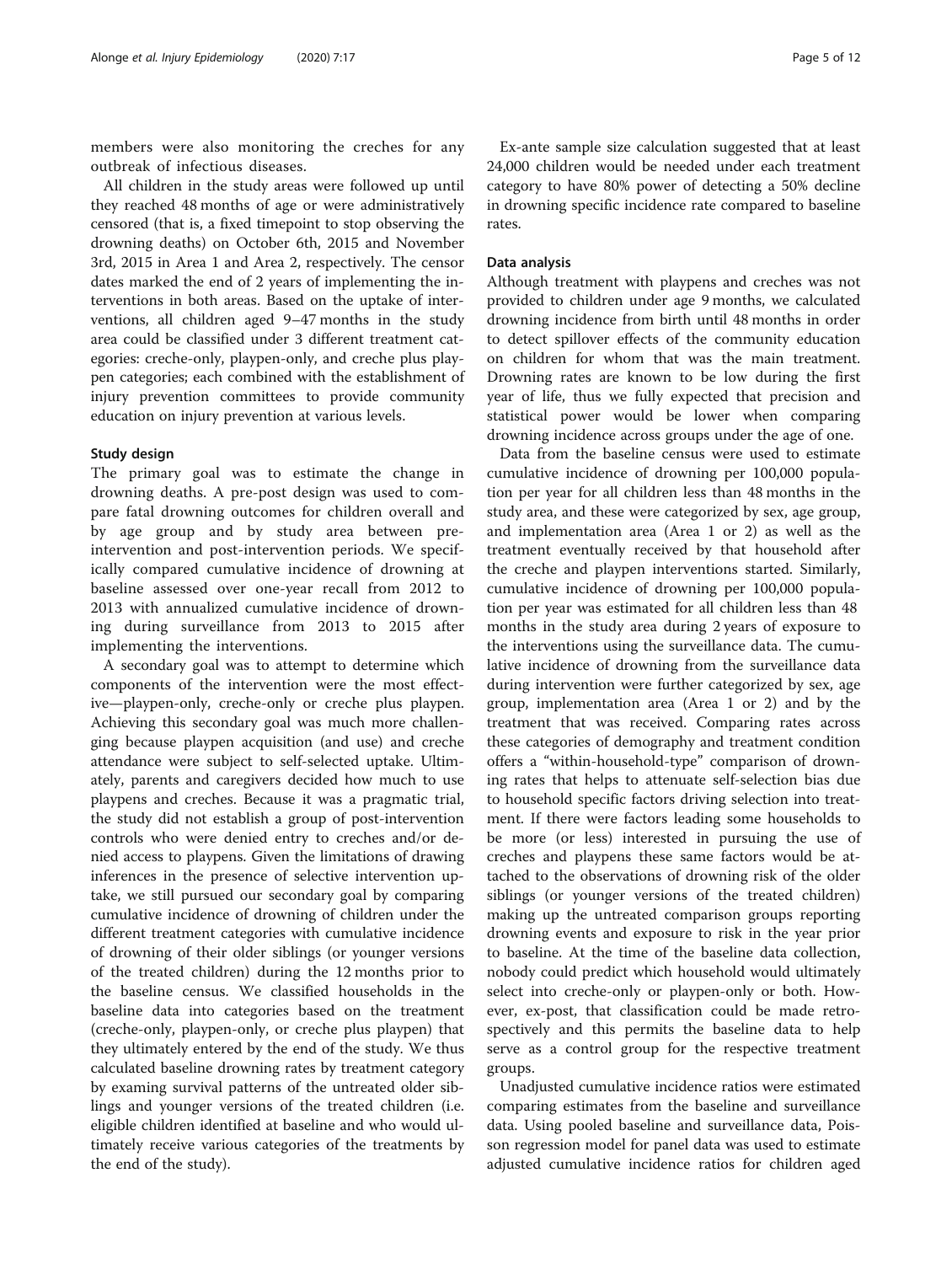members were also monitoring the creches for any outbreak of infectious diseases.

All children in the study areas were followed up until they reached 48 months of age or were administratively censored (that is, a fixed timepoint to stop observing the drowning deaths) on October 6th, 2015 and November 3rd, 2015 in Area 1 and Area 2, respectively. The censor dates marked the end of 2 years of implementing the interventions in both areas. Based on the uptake of interventions, all children aged 9–47 months in the study area could be classified under 3 different treatment categories: creche-only, playpen-only, and creche plus playpen categories; each combined with the establishment of injury prevention committees to provide community education on injury prevention at various levels.

### Study design

The primary goal was to estimate the change in drowning deaths. A pre-post design was used to compare fatal drowning outcomes for children overall and by age group and by study area between pre-intervention and post-intervention periods. We specifically compared cumulative incidence of drowning at baseline assessed over one-year recall from 2012 to 2013 with annualized cumulative incidence of drowning during surveillance from 2013 to 2015 after implementing the interventions.

A secondary goal was to attempt to determine which components of the intervention were the most effective—playpen-only, creche-only or creche plus playpen. Achieving this secondary goal was much more challenging because playpen acquisition (and use) and creche attendance were subject to self-selected uptake. Ultimately, parents and caregivers decided how much to use playpens and creches. Because it was a pragmatic trial, the study did not establish a group of post-intervention controls who were denied entry to creches and/or denied access to playpens. Given the limitations of drawing inferences in the presence of selective intervention uptake, we still pursued our secondary goal by comparing cumulative incidence of drowning of children under the different treatment categories with cumulative incidence of drowning of their older siblings (or younger versions of the treated children) during the 12 months prior to the baseline census. We classified households in the baseline data into categories based on the treatment (creche-only, playpen-only, or creche plus playpen) that they ultimately entered by the end of the study. We thus calculated baseline drowning rates by treatment category by examing survival patterns of the untreated older siblings and younger versions of the treated children (i.e. eligible children identified at baseline and who would ultimately receive various categories of the treatments by the end of the study).

Ex-ante sample size calculation suggested that at least 24,000 children would be needed under each treatment category to have 80% power of detecting a 50% decline in drowning specific incidence rate compared to baseline rates.

### Data analysis

Although treatment with playpens and creches was not provided to children under age 9 months, we calculated drowning incidence from birth until 48 months in order to detect spillover effects of the community education on children for whom that was the main treatment. Drowning rates are known to be low during the first year of life, thus we fully expected that precision and statistical power would be lower when comparing drowning incidence across groups under the age of one.

Data from the baseline census were used to estimate cumulative incidence of drowning per 100,000 population per year for all children less than 48 months in the study area, and these were categorized by sex, age group, and implementation area (Area 1 or 2) as well as the treatment eventually received by that household after the creche and playpen interventions started. Similarly, cumulative incidence of drowning per 100,000 population per year was estimated for all children less than 48 months in the study area during 2 years of exposure to the interventions using the surveillance data. The cumulative incidence of drowning from the surveillance data during intervention were further categorized by sex, age group, implementation area (Area 1 or 2) and by the treatment that was received. Comparing rates across these categories of demography and treatment condition offers a "within-household-type" comparison of drowning rates that helps to attenuate self-selection bias due to household specific factors driving selection into treatment. If there were factors leading some households to be more (or less) interested in pursuing the use of creches and playpens these same factors would be attached to the observations of drowning risk of the older siblings (or younger versions of the treated children) making up the untreated comparison groups reporting drowning events and exposure to risk in the year prior to baseline. At the time of the baseline data collection, nobody could predict which household would ultimately select into creche-only or playpen-only or both. However, ex-post, that classification could be made retrospectively and this permits the baseline data to help serve as a control group for the respective treatment groups.

Unadjusted cumulative incidence ratios were estimated comparing estimates from the baseline and surveillance data. Using pooled baseline and surveillance data, Poisson regression model for panel data was used to estimate adjusted cumulative incidence ratios for children aged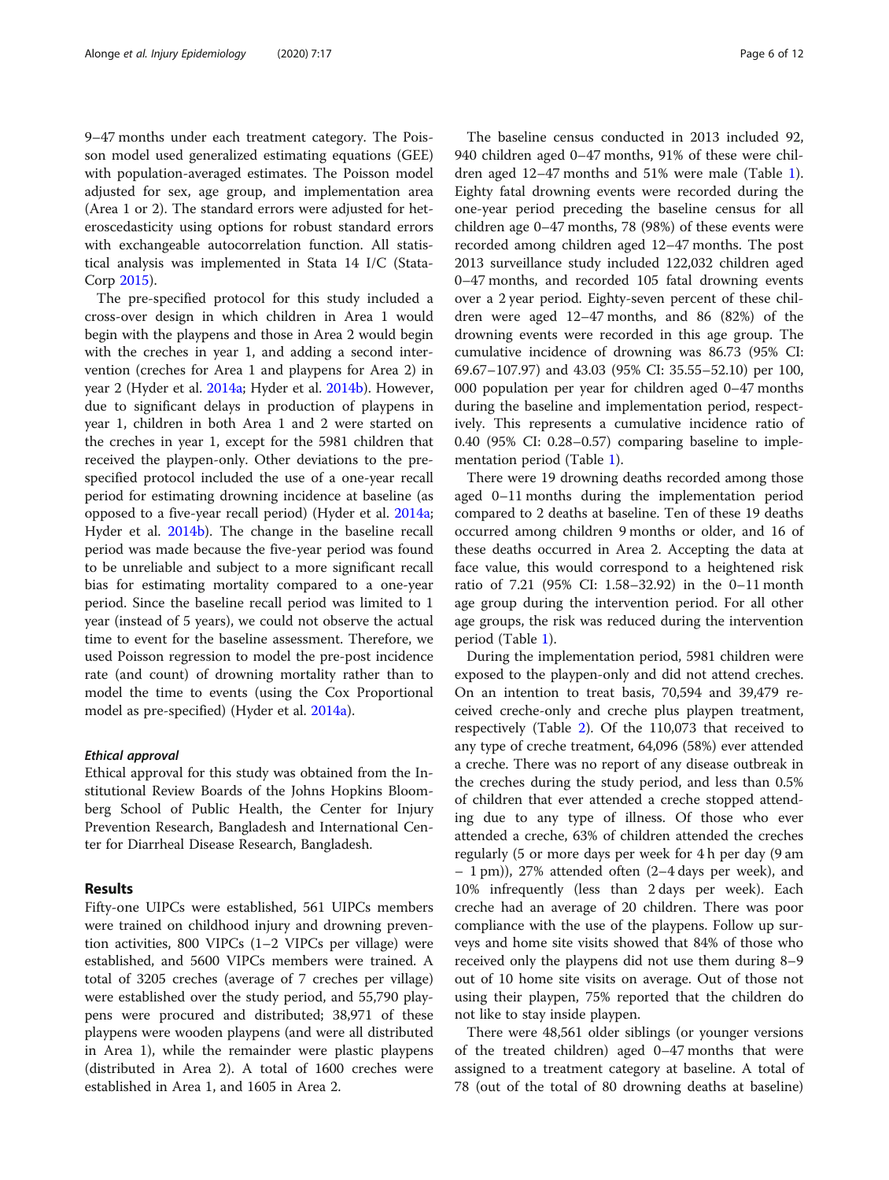9–47 months under each treatment category. The Poisson model used generalized estimating equations (GEE) with population-averaged estimates. The Poisson model adjusted for sex, age group, and implementation area (Area 1 or 2). The standard errors were adjusted for heteroscedasticity using options for robust standard errors with exchangeable autocorrelation function. All statistical analysis was implemented in Stata 14 I/C (StataCorp 2015).

The pre-specified protocol for this study included a cross-over design in which children in Area 1 would begin with the playpens and those in Area 2 would begin with the creches in year 1, and adding a second intervention (creches for Area 1 and playpens for Area 2) in year 2 (Hyder et al. 2014a; Hyder et al. 2014b). However, due to significant delays in production of playpens in year 1, children in both Area 1 and 2 were started on the creches in year 1, except for the 5981 children that received the playpen-only. Other deviations to the pre-specified protocol included the use of a one-year recall period for estimating drowning incidence at baseline (as opposed to a five-year recall period) (Hyder et al. 2014a; Hyder et al. 2014b). The change in the baseline recall period was made because the five-year period was found to be unreliable and subject to a more significant recall bias for estimating mortality compared to a one-year period. Since the baseline recall period was limited to 1 year (instead of 5 years), we could not observe the actual time to event for the baseline assessment. Therefore, we used Poisson regression to model the pre-post incidence rate (and count) of drowning mortality rather than to model the time to events (using the Cox Proportional model as pre-specified) (Hyder et al. 2014a).

#### *Ethical approval*

Ethical approval for this study was obtained from the Institutional Review Boards of the Johns Hopkins Bloomberg School of Public Health, the Center for Injury Prevention Research, Bangladesh and International Center for Diarrheal Disease Research, Bangladesh.

## Results

Fifty-one UIPCs were established, 561 UIPCs members were trained on childhood injury and drowning prevention activities, 800 VIPCs (1–2 VIPCs per village) were established, and 5600 VIPCs members were trained. A total of 3205 creches (average of 7 creches per village) were established over the study period, and 55,790 playpens were procured and distributed; 38,971 of these playpens were wooden playpens (and were all distributed in Area 1), while the remainder were plastic playpens (distributed in Area 2). A total of 1600 creches were established in Area 1, and 1605 in Area 2.

The baseline census conducted in 2013 included 92,940 children aged 0–47 months, 91% of these were children aged 12–47 months and 51% were male (Table 1). Eighty fatal drowning events were recorded during the one-year period preceding the baseline census for all children age 0–47 months, 78 (98%) of these events were recorded among children aged 12–47 months. The post 2013 surveillance study included 122,032 children aged 0–47 months, and recorded 105 fatal drowning events over a 2 year period. Eighty-seven percent of these children were aged 12–47 months, and 86 (82%) of the drowning events were recorded in this age group. The cumulative incidence of drowning was 86.73 (95% CI: 69.67–107.97) and 43.03 (95% CI: 35.55–52.10) per 100,000 population per year for children aged 0–47 months during the baseline and implementation period, respectively. This represents a cumulative incidence ratio of 0.40 (95% CI: 0.28–0.57) comparing baseline to implementation period (Table 1).

There were 19 drowning deaths recorded among those aged 0–11 months during the implementation period compared to 2 deaths at baseline. Ten of these 19 deaths occurred among children 9 months or older, and 16 of these deaths occurred in Area 2. Accepting the data at face value, this would correspond to a heightened risk ratio of 7.21 (95% CI: 1.58–32.92) in the 0–11 month age group during the intervention period. For all other age groups, the risk was reduced during the intervention period (Table 1).

During the implementation period, 5981 children were exposed to the playpen-only and did not attend creches. On an intention to treat basis, 70,594 and 39,479 received creche-only and creche plus playpen treatment, respectively (Table 2). Of the 110,073 that received to any type of creche treatment, 64,096 (58%) ever attended a creche. There was no report of any disease outbreak in the creches during the study period, and less than 0.5% of children that ever attended a creche stopped attending due to any type of illness. Of those who ever attended a creche, 63% of children attended the creches regularly (5 or more days per week for 4 h per day (9 am – 1 pm)), 27% attended often (2–4 days per week), and 10% infrequently (less than 2 days per week). Each creche had an average of 20 children. There was poor compliance with the use of the playpens. Follow up surveys and home site visits showed that 84% of those who received only the playpens did not use them during 8–9 out of 10 home site visits on average. Out of those not using their playpen, 75% reported that the children do not like to stay inside playpen.

There were 48,561 older siblings (or younger versions of the treated children) aged 0–47 months that were assigned to a treatment category at baseline. A total of 78 (out of the total of 80 drowning deaths at baseline)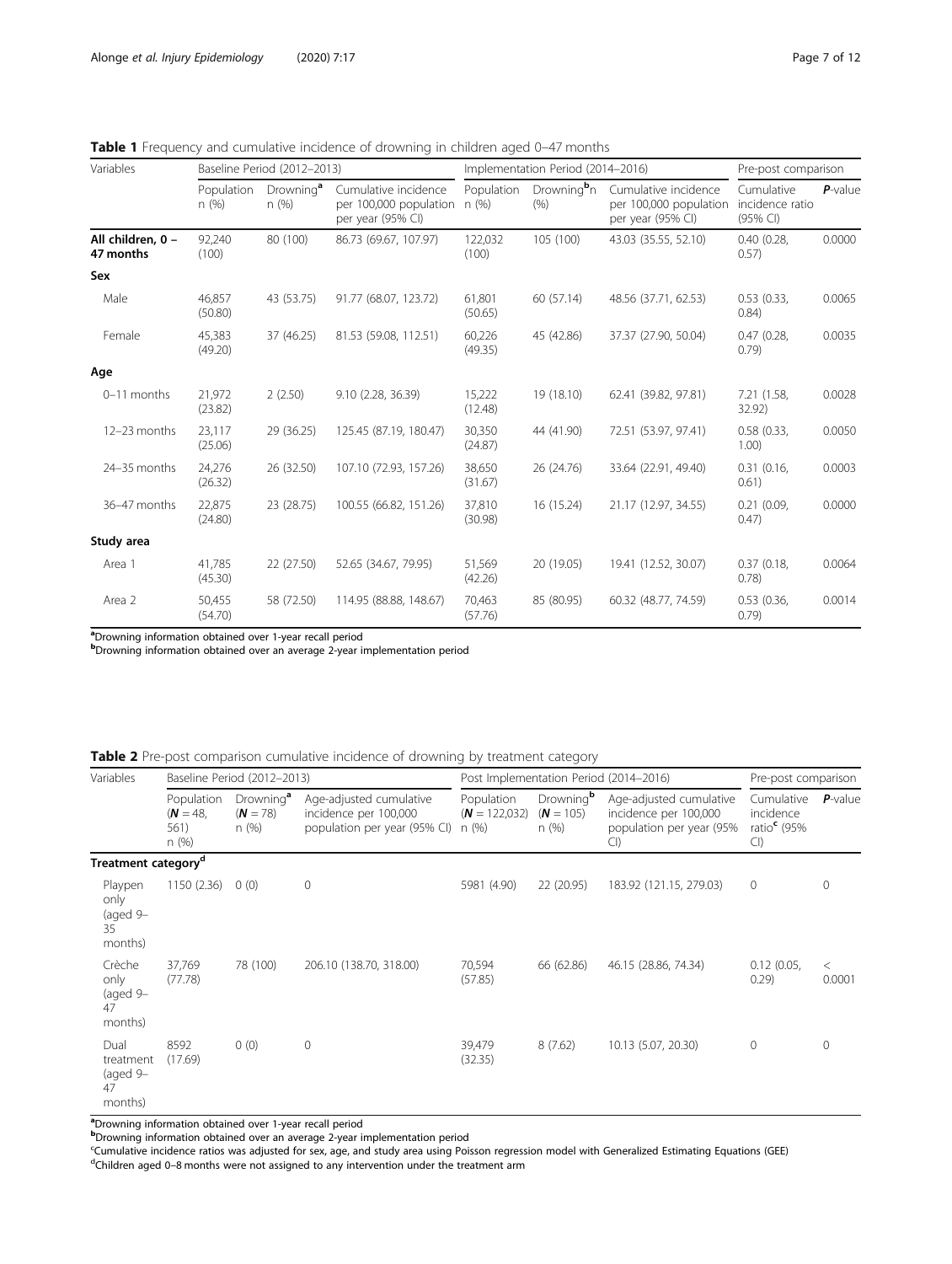**Table 1** Frequency and cumulative incidence of drowning in children aged 0–47 months

| Variables | Baseline Period (2012–2013) | | | Implementation Period (2014–2016) | | | Pre-post comparison | |
|---|---|---|---|---|---|---|---|---|
| | Population n (%) | Drowning[a] n (%) | Cumulative incidence per 100,000 population per year (95% CI) | Population n (%) | Drowning[b] n (%) | Cumulative incidence per 100,000 population per year (95% CI) | Cumulative incidence ratio (95% CI) | *P*-value |
| **All children, 0 – 47 months** | 92,240 (100) | 80 (100) | 86.73 (69.67, 107.97) | 122,032 (100) | 105 (100) | 43.03 (35.55, 52.10) | 0.40 (0.28, 0.57) | 0.0000 |
| **Sex** | | | | | | | | |
| Male | 46,857 (50.80) | 43 (53.75) | 91.77 (68.07, 123.72) | 61,801 (50.65) | 60 (57.14) | 48.56 (37.71, 62.53) | 0.53 (0.33, 0.84) | 0.0065 |
| Female | 45,383 (49.20) | 37 (46.25) | 81.53 (59.08, 112.51) | 60,226 (49.35) | 45 (42.86) | 37.37 (27.90, 50.04) | 0.47 (0.28, 0.79) | 0.0035 |
| **Age** | | | | | | | | |
| 0–11 months | 21,972 (23.82) | 2 (2.50) | 9.10 (2.28, 36.39) | 15,222 (12.48) | 19 (18.10) | 62.41 (39.82, 97.81) | 7.21 (1.58, 32.92) | 0.0028 |
| 12–23 months | 23,117 (25.06) | 29 (36.25) | 125.45 (87.19, 180.47) | 30,350 (24.87) | 44 (41.90) | 72.51 (53.97, 97.41) | 0.58 (0.33, 1.00) | 0.0050 |
| 24–35 months | 24,276 (26.32) | 26 (32.50) | 107.10 (72.93, 157.26) | 38,650 (31.67) | 26 (24.76) | 33.64 (22.91, 49.40) | 0.31 (0.16, 0.61) | 0.0003 |
| 36–47 months | 22,875 (24.80) | 23 (28.75) | 100.55 (66.82, 151.26) | 37,810 (30.98) | 16 (15.24) | 21.17 (12.97, 34.55) | 0.21 (0.09, 0.47) | 0.0000 |
| **Study area** | | | | | | | | |
| Area 1 | 41,785 (45.30) | 22 (27.50) | 52.65 (34.67, 79.95) | 51,569 (42.26) | 20 (19.05) | 19.41 (12.52, 30.07) | 0.37 (0.18, 0.78) | 0.0064 |
| Area 2 | 50,455 (54.70) | 58 (72.50) | 114.95 (88.88, 148.67) | 70,463 (57.76) | 85 (80.95) | 60.32 (48.77, 74.59) | 0.53 (0.36, 0.79) | 0.0014 |

[a]Drowning information obtained over 1-year recall period
[b]Drowning information obtained over an average 2-year implementation period

**Table 2** Pre-post comparison cumulative incidence of drowning by treatment category

| Variables | Baseline Period (2012–2013) | | | Post Implementation Period (2014–2016) | | | Pre-post comparison | |
|---|---|---|---|---|---|---|---|---|
| | Population (***N*** = 48, 561) n (%) | Drowning[a] (***N*** = 78) n (%) | Age-adjusted cumulative incidence per 100,000 population per year (95% CI) | Population (***N*** = 122,032) n (%) | Drowning[b] (***N*** = 105) n (%) | Age-adjusted cumulative incidence per 100,000 population per year (95% CI) | Cumulative incidence ratio[c] (95% CI) | *P*-value |
| **Treatment category[d]** | | | | | | | | |
| Playpen only (aged 9–35 months) | 1150 (2.36) | 0 (0) | 0 | 5981 (4.90) | 22 (20.95) | 183.92 (121.15, 279.03) | 0 | 0 |
| Crèche only (aged 9–47 months) | 37,769 (77.78) | 78 (100) | 206.10 (138.70, 318.00) | 70,594 (57.85) | 66 (62.86) | 46.15 (28.86, 74.34) | 0.12 (0.05, 0.29) | < 0.0001 |
| Dual treatment (aged 9–47 months) | 8592 (17.69) | 0 (0) | 0 | 39,479 (32.35) | 8 (7.62) | 10.13 (5.07, 20.30) | 0 | 0 |

[a]Drowning information obtained over 1-year recall period
[b]Drowning information obtained over an average 2-year implementation period
[c]Cumulative incidence ratios was adjusted for sex, age, and study area using Poisson regression model with Generalized Estimating Equations (GEE)
[d]Children aged 0–8 months were not assigned to any intervention under the treatment arm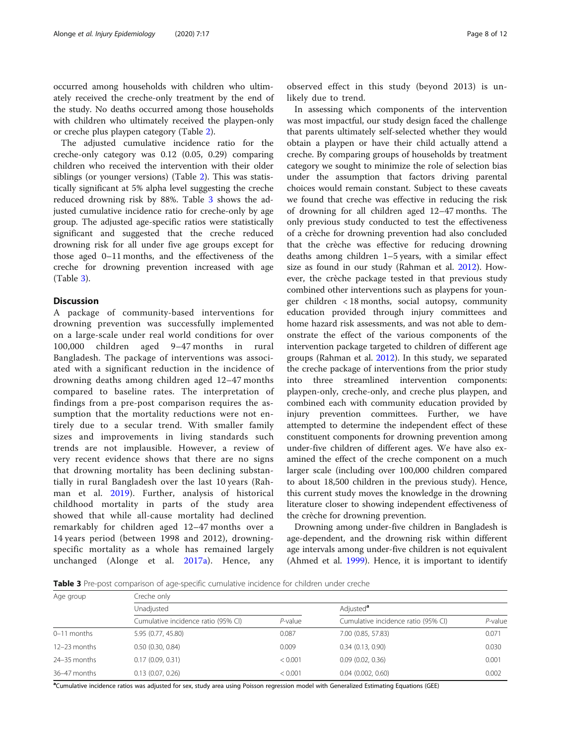occurred among households with children who ultimately received the creche-only treatment by the end of the study. No deaths occurred among those households with children who ultimately received the playpen-only or creche plus playpen category (Table 2).

The adjusted cumulative incidence ratio for the creche-only category was 0.12 (0.05, 0.29) comparing children who received the intervention with their older siblings (or younger versions) (Table 2). This was statistically significant at 5% alpha level suggesting the creche reduced drowning risk by 88%. Table 3 shows the adjusted cumulative incidence ratio for creche-only by age group. The adjusted age-specific ratios were statistically significant and suggested that the creche reduced drowning risk for all under five age groups except for those aged 0–11 months, and the effectiveness of the creche for drowning prevention increased with age (Table 3).

## Discussion

A package of community-based interventions for drowning prevention was successfully implemented on a large-scale under real world conditions for over 100,000 children aged 9–47 months in rural Bangladesh. The package of interventions was associated with a significant reduction in the incidence of drowning deaths among children aged 12–47 months compared to baseline rates. The interpretation of findings from a pre-post comparison requires the assumption that the mortality reductions were not entirely due to a secular trend. With smaller family sizes and improvements in living standards such trends are not implausible. However, a review of very recent evidence shows that there are no signs that drowning mortality has been declining substantially in rural Bangladesh over the last 10 years (Rahman et al. 2019). Further, analysis of historical childhood mortality in parts of the study area showed that while all-cause mortality had declined remarkably for children aged 12–47 months over a 14 years period (between 1998 and 2012), drowning-specific mortality as a whole has remained largely unchanged (Alonge et al. 2017a). Hence, any observed effect in this study (beyond 2013) is unlikely due to trend.

In assessing which components of the intervention was most impactful, our study design faced the challenge that parents ultimately self-selected whether they would obtain a playpen or have their child actually attend a creche. By comparing groups of households by treatment category we sought to minimize the role of selection bias under the assumption that factors driving parental choices would remain constant. Subject to these caveats we found that creche was effective in reducing the risk of drowning for all children aged 12–47 months. The only previous study conducted to test the effectiveness of a crèche for drowning prevention had also concluded that the crèche was effective for reducing drowning deaths among children 1–5 years, with a similar effect size as found in our study (Rahman et al. 2012). However, the crèche package tested in that previous study combined other interventions such as playpens for younger children < 18 months, social autopsy, community education provided through injury committees and home hazard risk assessments, and was not able to demonstrate the effect of the various components of the intervention package targeted to children of different age groups (Rahman et al. 2012). In this study, we separated the creche package of interventions from the prior study into three streamlined intervention components: playpen-only, creche-only, and creche plus playpen, and combined each with community education provided by injury prevention committees. Further, we have attempted to determine the independent effect of these constituent components for drowning prevention among under-five children of different ages. We have also examined the effect of the creche component on a much larger scale (including over 100,000 children compared to about 18,500 children in the previous study). Hence, this current study moves the knowledge in the drowning literature closer to showing independent effectiveness of the crèche for drowning prevention.

Drowning among under-five children in Bangladesh is age-dependent, and the drowning risk within different age intervals among under-five children is not equivalent (Ahmed et al. 1999). Hence, it is important to identify

**Table 3** Pre-post comparison of age-specific cumulative incidence for children under creche

| Age group | Creche only | | | |
|---|---|---|---|---|
| | Unadjusted | | Adjusted[a] | |
| | Cumulative incidence ratio (95% CI) | *P*-value | Cumulative incidence ratio (95% CI) | *P*-value |
| 0–11 months | 5.95 (0.77, 45.80) | 0.087 | 7.00 (0.85, 57.83) | 0.071 |
| 12–23 months | 0.50 (0.30, 0.84) | 0.009 | 0.34 (0.13, 0.90) | 0.030 |
| 24–35 months | 0.17 (0.09, 0.31) | < 0.001 | 0.09 (0.02, 0.36) | 0.001 |
| 36–47 months | 0.13 (0.07, 0.26) | < 0.001 | 0.04 (0.002, 0.60) | 0.002 |

[a]Cumulative incidence ratios was adjusted for sex, study area using Poisson regression model with Generalized Estimating Equations (GEE)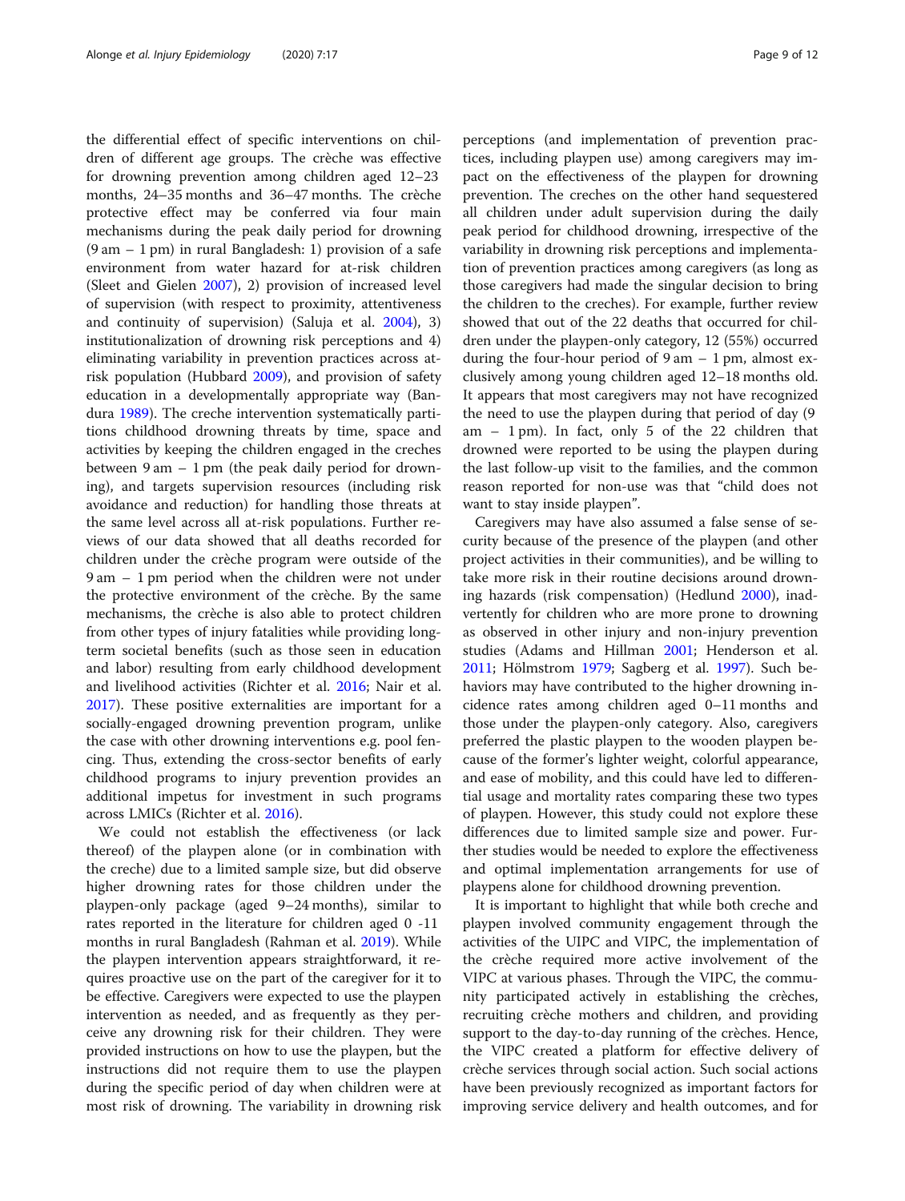the differential effect of specific interventions on children of different age groups. The crèche was effective for drowning prevention among children aged 12–23 months, 24–35 months and 36–47 months. The crèche protective effect may be conferred via four main mechanisms during the peak daily period for drowning (9 am – 1 pm) in rural Bangladesh: 1) provision of a safe environment from water hazard for at-risk children (Sleet and Gielen 2007), 2) provision of increased level of supervision (with respect to proximity, attentiveness and continuity of supervision) (Saluja et al. 2004), 3) institutionalization of drowning risk perceptions and 4) eliminating variability in prevention practices across at-risk population (Hubbard 2009), and provision of safety education in a developmentally appropriate way (Bandura 1989). The creche intervention systematically partitions childhood drowning threats by time, space and activities by keeping the children engaged in the creches between 9 am – 1 pm (the peak daily period for drowning), and targets supervision resources (including risk avoidance and reduction) for handling those threats at the same level across all at-risk populations. Further reviews of our data showed that all deaths recorded for children under the crèche program were outside of the 9 am – 1 pm period when the children were not under the protective environment of the crèche. By the same mechanisms, the crèche is also able to protect children from other types of injury fatalities while providing long-term societal benefits (such as those seen in education and labor) resulting from early childhood development and livelihood activities (Richter et al. 2016; Nair et al. 2017). These positive externalities are important for a socially-engaged drowning prevention program, unlike the case with other drowning interventions e.g. pool fencing. Thus, extending the cross-sector benefits of early childhood programs to injury prevention provides an additional impetus for investment in such programs across LMICs (Richter et al. 2016).

We could not establish the effectiveness (or lack thereof) of the playpen alone (or in combination with the creche) due to a limited sample size, but did observe higher drowning rates for those children under the playpen-only package (aged 9–24 months), similar to rates reported in the literature for children aged 0 -11 months in rural Bangladesh (Rahman et al. 2019). While the playpen intervention appears straightforward, it requires proactive use on the part of the caregiver for it to be effective. Caregivers were expected to use the playpen intervention as needed, and as frequently as they perceive any drowning risk for their children. They were provided instructions on how to use the playpen, but the instructions did not require them to use the playpen during the specific period of day when children were at most risk of drowning. The variability in drowning risk perceptions (and implementation of prevention practices, including playpen use) among caregivers may impact on the effectiveness of the playpen for drowning prevention. The creches on the other hand sequestered all children under adult supervision during the daily peak period for childhood drowning, irrespective of the variability in drowning risk perceptions and implementation of prevention practices among caregivers (as long as those caregivers had made the singular decision to bring the children to the creches). For example, further review showed that out of the 22 deaths that occurred for children under the playpen-only category, 12 (55%) occurred during the four-hour period of 9 am – 1 pm, almost exclusively among young children aged 12–18 months old. It appears that most caregivers may not have recognized the need to use the playpen during that period of day (9 am – 1 pm). In fact, only 5 of the 22 children that drowned were reported to be using the playpen during the last follow-up visit to the families, and the common reason reported for non-use was that "child does not want to stay inside playpen".

Caregivers may have also assumed a false sense of security because of the presence of the playpen (and other project activities in their communities), and be willing to take more risk in their routine decisions around drowning hazards (risk compensation) (Hedlund 2000), inadvertently for children who are more prone to drowning as observed in other injury and non-injury prevention studies (Adams and Hillman 2001; Henderson et al. 2011; Hölmstrom 1979; Sagberg et al. 1997). Such behaviors may have contributed to the higher drowning incidence rates among children aged 0–11 months and those under the playpen-only category. Also, caregivers preferred the plastic playpen to the wooden playpen because of the former's lighter weight, colorful appearance, and ease of mobility, and this could have led to differential usage and mortality rates comparing these two types of playpen. However, this study could not explore these differences due to limited sample size and power. Further studies would be needed to explore the effectiveness and optimal implementation arrangements for use of playpens alone for childhood drowning prevention.

It is important to highlight that while both creche and playpen involved community engagement through the activities of the UIPC and VIPC, the implementation of the crèche required more active involvement of the VIPC at various phases. Through the VIPC, the community participated actively in establishing the crèches, recruiting crèche mothers and children, and providing support to the day-to-day running of the crèches. Hence, the VIPC created a platform for effective delivery of crèche services through social action. Such social actions have been previously recognized as important factors for improving service delivery and health outcomes, and for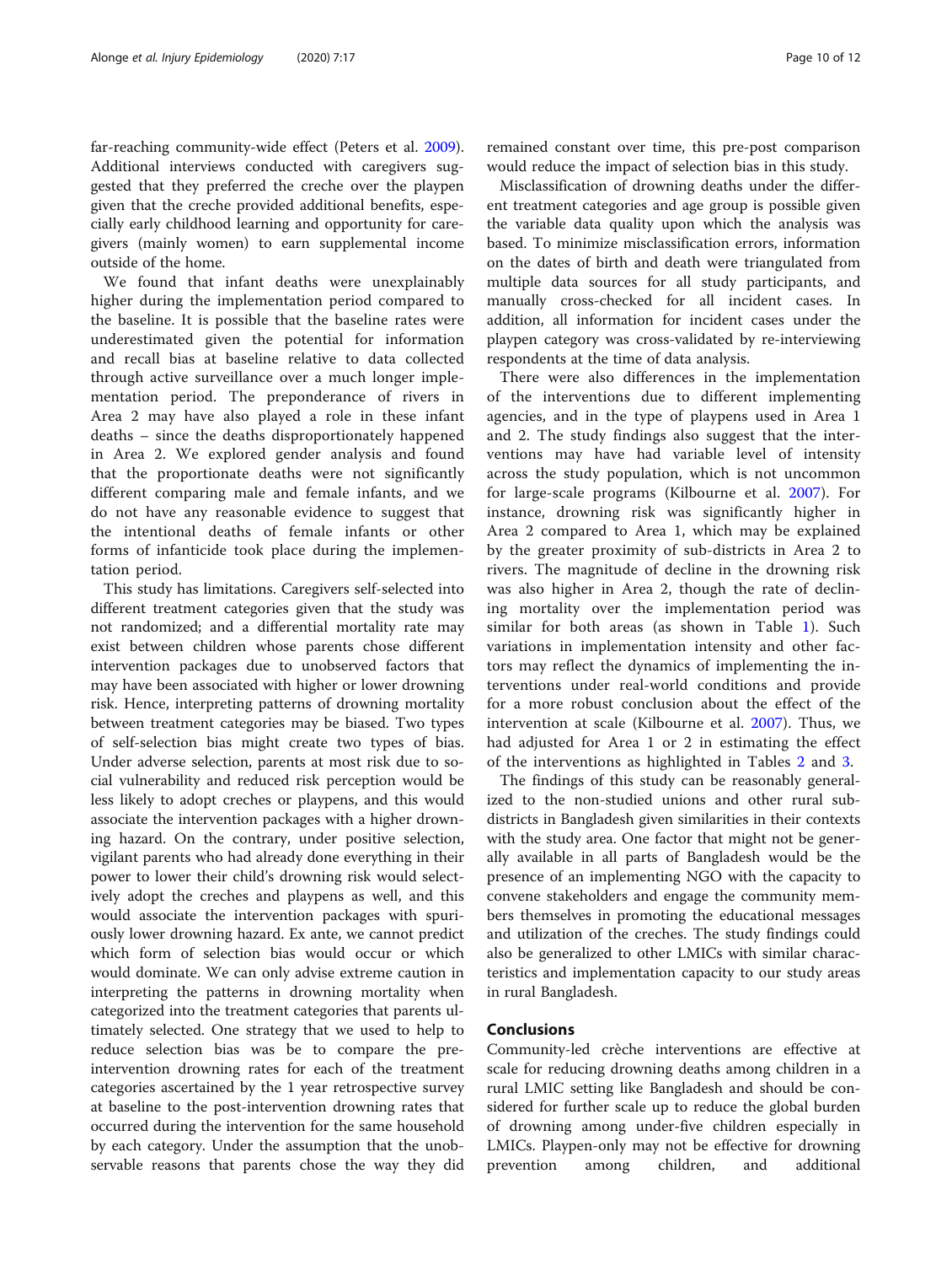far-reaching community-wide effect (Peters et al. 2009). Additional interviews conducted with caregivers suggested that they preferred the creche over the playpen given that the creche provided additional benefits, especially early childhood learning and opportunity for caregivers (mainly women) to earn supplemental income outside of the home.

We found that infant deaths were unexplainably higher during the implementation period compared to the baseline. It is possible that the baseline rates were underestimated given the potential for information and recall bias at baseline relative to data collected through active surveillance over a much longer implementation period. The preponderance of rivers in Area 2 may have also played a role in these infant deaths – since the deaths disproportionately happened in Area 2. We explored gender analysis and found that the proportionate deaths were not significantly different comparing male and female infants, and we do not have any reasonable evidence to suggest that the intentional deaths of female infants or other forms of infanticide took place during the implementation period.

This study has limitations. Caregivers self-selected into different treatment categories given that the study was not randomized; and a differential mortality rate may exist between children whose parents chose different intervention packages due to unobserved factors that may have been associated with higher or lower drowning risk. Hence, interpreting patterns of drowning mortality between treatment categories may be biased. Two types of self-selection bias might create two types of bias. Under adverse selection, parents at most risk due to social vulnerability and reduced risk perception would be less likely to adopt creches or playpens, and this would associate the intervention packages with a higher drowning hazard. On the contrary, under positive selection, vigilant parents who had already done everything in their power to lower their child's drowning risk would selectively adopt the creches and playpens as well, and this would associate the intervention packages with spuriously lower drowning hazard. Ex ante, we cannot predict which form of selection bias would occur or which would dominate. We can only advise extreme caution in interpreting the patterns in drowning mortality when categorized into the treatment categories that parents ultimately selected. One strategy that we used to help to reduce selection bias was be to compare the pre-intervention drowning rates for each of the treatment categories ascertained by the 1 year retrospective survey at baseline to the post-intervention drowning rates that occurred during the intervention for the same household by each category. Under the assumption that the unobservable reasons that parents chose the way they did remained constant over time, this pre-post comparison would reduce the impact of selection bias in this study.

Misclassification of drowning deaths under the different treatment categories and age group is possible given the variable data quality upon which the analysis was based. To minimize misclassification errors, information on the dates of birth and death were triangulated from multiple data sources for all study participants, and manually cross-checked for all incident cases. In addition, all information for incident cases under the playpen category was cross-validated by re-interviewing respondents at the time of data analysis.

There were also differences in the implementation of the interventions due to different implementing agencies, and in the type of playpens used in Area 1 and 2. The study findings also suggest that the interventions may have had variable level of intensity across the study population, which is not uncommon for large-scale programs (Kilbourne et al. 2007). For instance, drowning risk was significantly higher in Area 2 compared to Area 1, which may be explained by the greater proximity of sub-districts in Area 2 to rivers. The magnitude of decline in the drowning risk was also higher in Area 2, though the rate of declining mortality over the implementation period was similar for both areas (as shown in Table 1). Such variations in implementation intensity and other factors may reflect the dynamics of implementing the interventions under real-world conditions and provide for a more robust conclusion about the effect of the intervention at scale (Kilbourne et al. 2007). Thus, we had adjusted for Area 1 or 2 in estimating the effect of the interventions as highlighted in Tables 2 and 3.

The findings of this study can be reasonably generalized to the non-studied unions and other rural sub-districts in Bangladesh given similarities in their contexts with the study area. One factor that might not be generally available in all parts of Bangladesh would be the presence of an implementing NGO with the capacity to convene stakeholders and engage the community members themselves in promoting the educational messages and utilization of the creches. The study findings could also be generalized to other LMICs with similar characteristics and implementation capacity to our study areas in rural Bangladesh.

## Conclusions

Community-led crèche interventions are effective at scale for reducing drowning deaths among children in a rural LMIC setting like Bangladesh and should be considered for further scale up to reduce the global burden of drowning among under-five children especially in LMICs. Playpen-only may not be effective for drowning prevention among children, and additional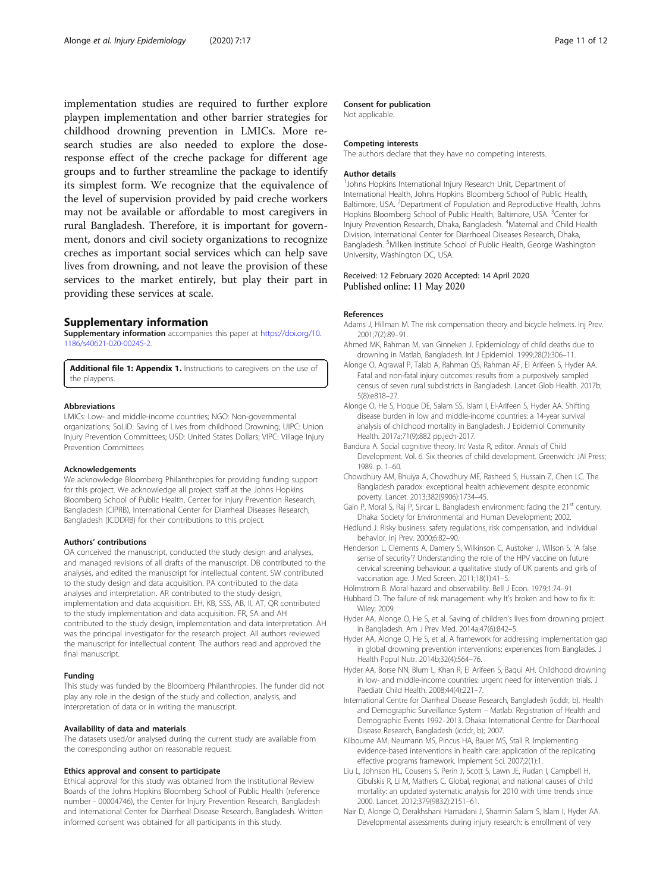implementation studies are required to further explore playpen implementation and other barrier strategies for childhood drowning prevention in LMICs. More research studies are also needed to explore the dose-response effect of the creche package for different age groups and to further streamline the package to identify its simplest form. We recognize that the equivalence of the level of supervision provided by paid creche workers may not be available or affordable to most caregivers in rural Bangladesh. Therefore, it is important for government, donors and civil society organizations to recognize creches as important social services which can help save lives from drowning, and not leave the provision of these services to the market entirely, but play their part in providing these services at scale.

## Supplementary information

**Supplementary information** accompanies this paper at https://doi.org/10.1186/s40621-020-00245-2.

**Additional file 1: Appendix 1.** Instructions to caregivers on the use of the playpens.

#### Abbreviations

LMICs: Low- and middle-income countries; NGO: Non-governmental organizations; SoLiD: Saving of Lives from childhood Drowning; UIPC: Union Injury Prevention Committees; USD: United States Dollars; VIPC: Village Injury Prevention Committees

#### Acknowledgements

We acknowledge Bloomberg Philanthropies for providing funding support for this project. We acknowledge all project staff at the Johns Hopkins Bloomberg School of Public Health, Center for Injury Prevention Research, Bangladesh (CIPRB), International Center for Diarrheal Diseases Research, Bangladesh (ICDDRB) for their contributions to this project.

#### Authors' contributions

OA conceived the manuscript, conducted the study design and analyses, and managed revisions of all drafts of the manuscript. DB contributed to the analyses, and edited the manuscript for intellectual content. SW contributed to the study design and data acquisition. PA contributed to the data analyses and interpretation. AR contributed to the study design, implementation and data acquisition. EH, KB, SSS, AB, II, AT, QR contributed to the study implementation and data acquisition. FR, SA and AH contributed to the study design, implementation and data interpretation. AH was the principal investigator for the research project. All authors reviewed the manuscript for intellectual content. The authors read and approved the final manuscript.

#### Funding

This study was funded by the Bloomberg Philanthropies. The funder did not play any role in the design of the study and collection, analysis, and interpretation of data or in writing the manuscript.

#### Availability of data and materials

The datasets used/or analysed during the current study are available from the corresponding author on reasonable request.

#### Ethics approval and consent to participate

Ethical approval for this study was obtained from the Institutional Review Boards of the Johns Hopkins Bloomberg School of Public Health (reference number - 00004746), the Center for Injury Prevention Research, Bangladesh and International Center for Diarrheal Disease Research, Bangladesh. Written informed consent was obtained for all participants in this study.

#### Consent for publication

Not applicable.

#### Competing interests

The authors declare that they have no competing interests.

#### Author details

[1]Johns Hopkins International Injury Research Unit, Department of International Health, Johns Hopkins Bloomberg School of Public Health, Baltimore, USA. [2]Department of Population and Reproductive Health, Johns Hopkins Bloomberg School of Public Health, Baltimore, USA. [3]Center for Injury Prevention Research, Dhaka, Bangladesh. [4]Maternal and Child Health Division, International Center for Diarrhoeal Diseases Research, Dhaka, Bangladesh. [5]Milken Institute School of Public Health, George Washington University, Washington DC, USA.

Received: 12 February 2020 Accepted: 14 April 2020
Published online: 11 May 2020

#### References

Adams J, Hillman M. The risk compensation theory and bicycle helmets. Inj Prev. 2001;7(2):89–91.

Ahmed MK, Rahman M, van Ginneken J. Epidemiology of child deaths due to drowning in Matlab, Bangladesh. Int J Epidemiol. 1999;28(2):306–11.

Alonge O, Agrawal P, Talab A, Rahman QS, Rahman AF, El Arifeen S, Hyder AA. Fatal and non-fatal injury outcomes: results from a purposively sampled census of seven rural subdistricts in Bangladesh. Lancet Glob Health. 2017b; 5(8):e818–27.

Alonge O, He S, Hoque DE, Salam SS, Islam I, El-Arifeen S, Hyder AA. Shifting disease burden in low and middle-income countries: a 14-year survival analysis of childhood mortality in Bangladesh. J Epidemiol Community Health. 2017a;71(9):882 pp.jech-2017.

Bandura A. Social cognitive theory. In: Vasta R, editor. Annals of Child Development. Vol. 6. Six theories of child development. Greenwich: JAI Press; 1989. p. 1–60.

Chowdhury AM, Bhuiya A, Chowdhury ME, Rasheed S, Hussain Z, Chen LC. The Bangladesh paradox: exceptional health achievement despite economic poverty. Lancet. 2013;382(9906):1734–45.

Gain P, Moral S, Raj P, Sircar L. Bangladesh environment: facing the 21st century. Dhaka: Society for Environmental and Human Development; 2002.

Hedlund J. Risky business: safety regulations, risk compensation, and individual behavior. Inj Prev. 2000;6:82–90.

Henderson L, Clements A, Damery S, Wilkinson C, Austoker J, Wilson S. 'A false sense of security'? Understanding the role of the HPV vaccine on future cervical screening behaviour: a qualitative study of UK parents and girls of vaccination age. J Med Screen. 2011;18(1):41–5.

Hölmstrom B. Moral hazard and observability. Bell J Econ. 1979;1:74–91.

Hubbard D. The failure of risk management: why It's broken and how to fix it: Wiley; 2009.

Hyder AA, Alonge O, He S, et al. Saving of children's lives from drowning project in Bangladesh. Am J Prev Med. 2014a;47(6):842–5.

Hyder AA, Alonge O, He S, et al. A framework for addressing implementation gap in global drowning prevention interventions: experiences from Banglades. J Health Popul Nutr. 2014b;32(4):564–76.

Hyder AA, Borse NN, Blum L, Khan R, El Arifeen S, Baqui AH. Childhood drowning in low- and middle-income countries: urgent need for intervention trials. J Paediatr Child Health. 2008;44(4):221–7.

International Centre for Diarrhoeal Disease Research, Bangladesh (icddr, b). Health and Demographic Surveillance System – Matlab. Registration of Health and Demographic Events 1992–2013. Dhaka: International Centre for Diarrhoeal Disease Research, Bangladesh (icddr, b); 2007.

Kilbourne AM, Neumann MS, Pincus HA, Bauer MS, Stall R. Implementing evidence-based interventions in health care: application of the replicating effective programs framework. Implement Sci. 2007;2(1):1.

Liu L, Johnson HL, Cousens S, Perin J, Scott S, Lawn JE, Rudan I, Campbell H, Cibulskis R, Li M, Mathers C. Global, regional, and national causes of child mortality: an updated systematic analysis for 2010 with time trends since 2000. Lancet. 2012;379(9832):2151–61.

Nair D, Alonge O, Derakhshani Hamadani J, Sharmin Salam S, Islam I, Hyder AA. Developmental assessments during injury research: is enrollment of very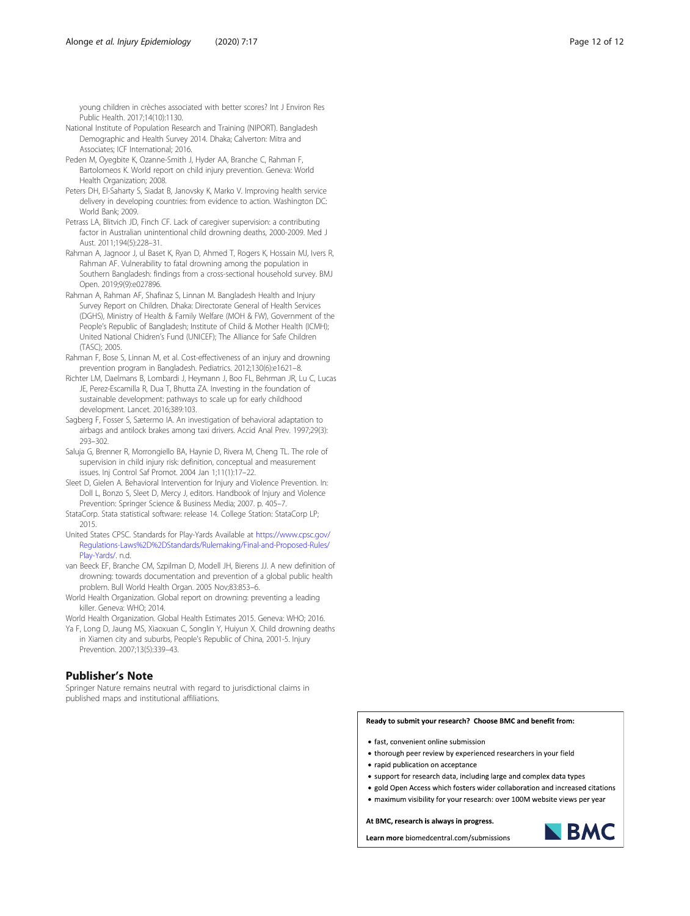young children in crèches associated with better scores? Int J Environ Res Public Health. 2017;14(10):1130.

National Institute of Population Research and Training (NIPORT). Bangladesh Demographic and Health Survey 2014. Dhaka; Calverton: Mitra and Associates; ICF International; 2016.

Peden M, Oyegbite K, Ozanne-Smith J, Hyder AA, Branche C, Rahman F, Bartolomeos K. World report on child injury prevention. Geneva: World Health Organization; 2008.

Peters DH, El-Saharty S, Siadat B, Janovsky K, Marko V. Improving health service delivery in developing countries: from evidence to action. Washington DC: World Bank; 2009.

Petrass LA, Blitvich JD, Finch CF. Lack of caregiver supervision: a contributing factor in Australian unintentional child drowning deaths, 2000-2009. Med J Aust. 2011;194(5):228–31.

Rahman A, Jagnoor J, ul Baset K, Ryan D, Ahmed T, Rogers K, Hossain MJ, Ivers R, Rahman AF. Vulnerability to fatal drowning among the population in Southern Bangladesh: findings from a cross-sectional household survey. BMJ Open. 2019;9(9):e027896.

Rahman A, Rahman AF, Shafinaz S, Linnan M. Bangladesh Health and Injury Survey Report on Children. Dhaka: Directorate General of Health Services (DGHS), Ministry of Health & Family Welfare (MOH & FW), Government of the People's Republic of Bangladesh; Institute of Child & Mother Health (ICMH); United National Chidren's Fund (UNICEF); The Alliance for Safe Children (TASC); 2005.

Rahman F, Bose S, Linnan M, et al. Cost-effectiveness of an injury and drowning prevention program in Bangladesh. Pediatrics. 2012;130(6):e1621–8.

Richter LM, Daelmans B, Lombardi J, Heymann J, Boo FL, Behrman JR, Lu C, Lucas JE, Perez-Escamilla R, Dua T, Bhutta ZA. Investing in the foundation of sustainable development: pathways to scale up for early childhood development. Lancet. 2016;389:103.

Sagberg F, Fosser S, Sætermo IA. An investigation of behavioral adaptation to airbags and antilock brakes among taxi drivers. Accid Anal Prev. 1997;29(3): 293–302.

Saluja G, Brenner R, Morrongiello BA, Haynie D, Rivera M, Cheng TL. The role of supervision in child injury risk: definition, conceptual and measurement issues. Inj Control Saf Promot. 2004 Jan 1;11(1):17–22.

Sleet D, Gielen A. Behavioral Intervention for Injury and Violence Prevention. In: Doll L, Bonzo S, Sleet D, Mercy J, editors. Handbook of Injury and Violence Prevention: Springer Science & Business Media; 2007. p. 405–7.

StataCorp. Stata statistical software: release 14. College Station: StataCorp LP; 2015.

United States CPSC. Standards for Play-Yards Available at https://www.cpsc.gov/Regulations-Laws%2D%2DStandards/Rulemaking/Final-and-Proposed-Rules/Play-Yards/. n.d.

van Beeck EF, Branche CM, Szpilman D, Modell JH, Bierens JJ. A new definition of drowning: towards documentation and prevention of a global public health problem. Bull World Health Organ. 2005 Nov;83:853–6.

World Health Organization. Global report on drowning: preventing a leading killer. Geneva: WHO; 2014.

World Health Organization. Global Health Estimates 2015. Geneva: WHO; 2016.

Ya F, Long D, Jaung MS, Xiaoxuan C, Songlin Y, Huiyun X. Child drowning deaths in Xiamen city and suburbs, People's Republic of China, 2001-5. Injury Prevention. 2007;13(5):339–43.

## Publisher's Note

Springer Nature remains neutral with regard to jurisdictional claims in published maps and institutional affiliations.

**Ready to submit your research? Choose BMC and benefit from:**

- fast, convenient online submission
- thorough peer review by experienced researchers in your field
- rapid publication on acceptance
- support for research data, including large and complex data types
- gold Open Access which fosters wider collaboration and increased citations
- maximum visibility for your research: over 100M website views per year

**At BMC, research is always in progress.**

**Learn more** biomedcentral.com/submissions